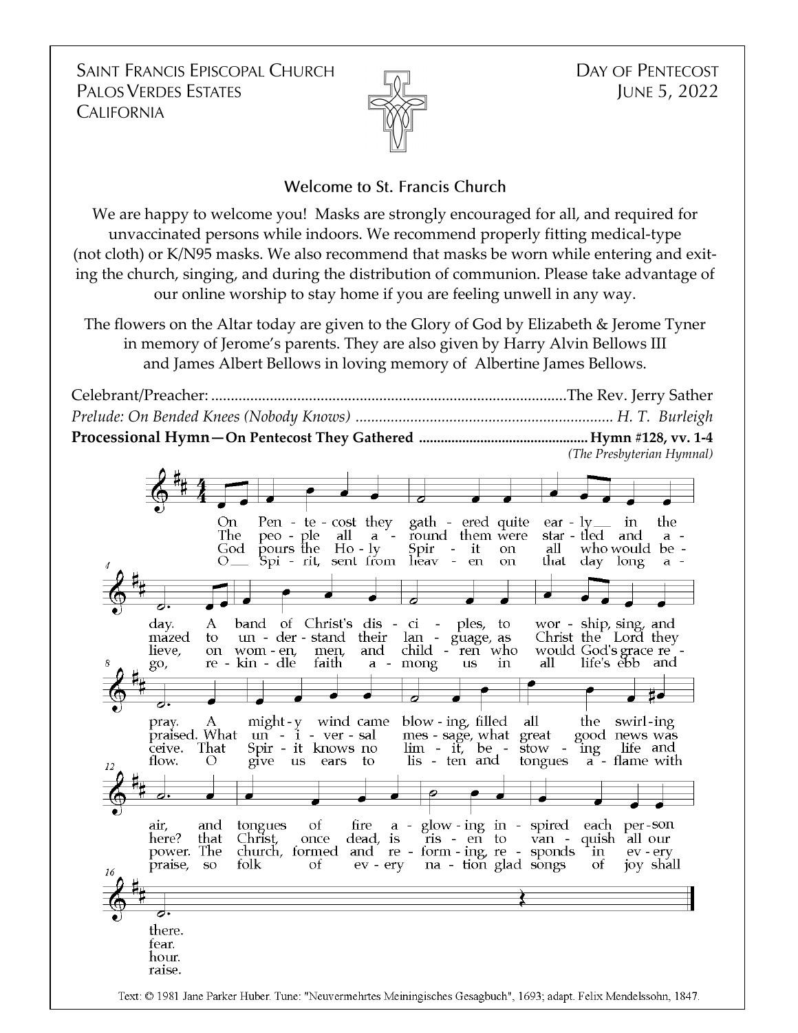SAINT FRANCIS EPISCOPAL CHURCH
PALOS VERDES ESTATES
CALIFORNIA

DAY OF PENTECOST
JUNE 5, 2022

### Welcome to St. Francis Church

We are happy to welcome you! Masks are strongly encouraged for all, and required for unvaccinated persons while indoors. We recommend properly fitting medical-type (not cloth) or K/N95 masks. We also recommend that masks be worn while entering and exiting the church, singing, and during the distribution of communion. Please take advantage of our online worship to stay home if you are feeling unwell in any way.

The flowers on the Altar today are given to the Glory of God by Elizabeth & Jerome Tyner in memory of Jerome's parents. They are also given by Harry Alvin Bellows III and James Albert Bellows in loving memory of Albertine James Bellows.

Celebrant/Preacher: .......................................................................................The Rev. Jerry Sather

*Prelude: On Bended Knees (Nobody Knows) ................................................................ H. T. Burleigh*

**Processional Hymn—On Pentecost They Gathered ............................................. Hymn #128, vv. 1-4**

*(The Presbyterian Hymnal)*

1. On Pentecost they gathered quite early in the day. A band of Christ's disciples, to worship, sing, and pray. A mighty wind came blowing, filled all the swirling air, and tongues of fire aglowing inspired each person there.

2. The people all around them were startled and amazed to understand their language, as Christ the Lord they praised. What universal message, what great good news was here? that Christ, once dead, is risen to vanquish all our fear.

3. God pours the Holy Spirit on all who would believe, on women, men, and children who would God's grace receive. That Spirit knows no limit, bestowing life and power. The church, formed and reforming, responds in every hour.

4. O Spirit, sent from heaven on that day long ago, rekindle faith among us in all life's ebb and flow. O give us ears to listen and tongues aflame with praise, so folk of every nation glad songs of joy shall raise.

Text: © 1981 Jane Parker Huber. Tune: "Neuvermehrtes Meiningisches Gesagbuch", 1693; adapt. Felix Mendelssohn, 1847.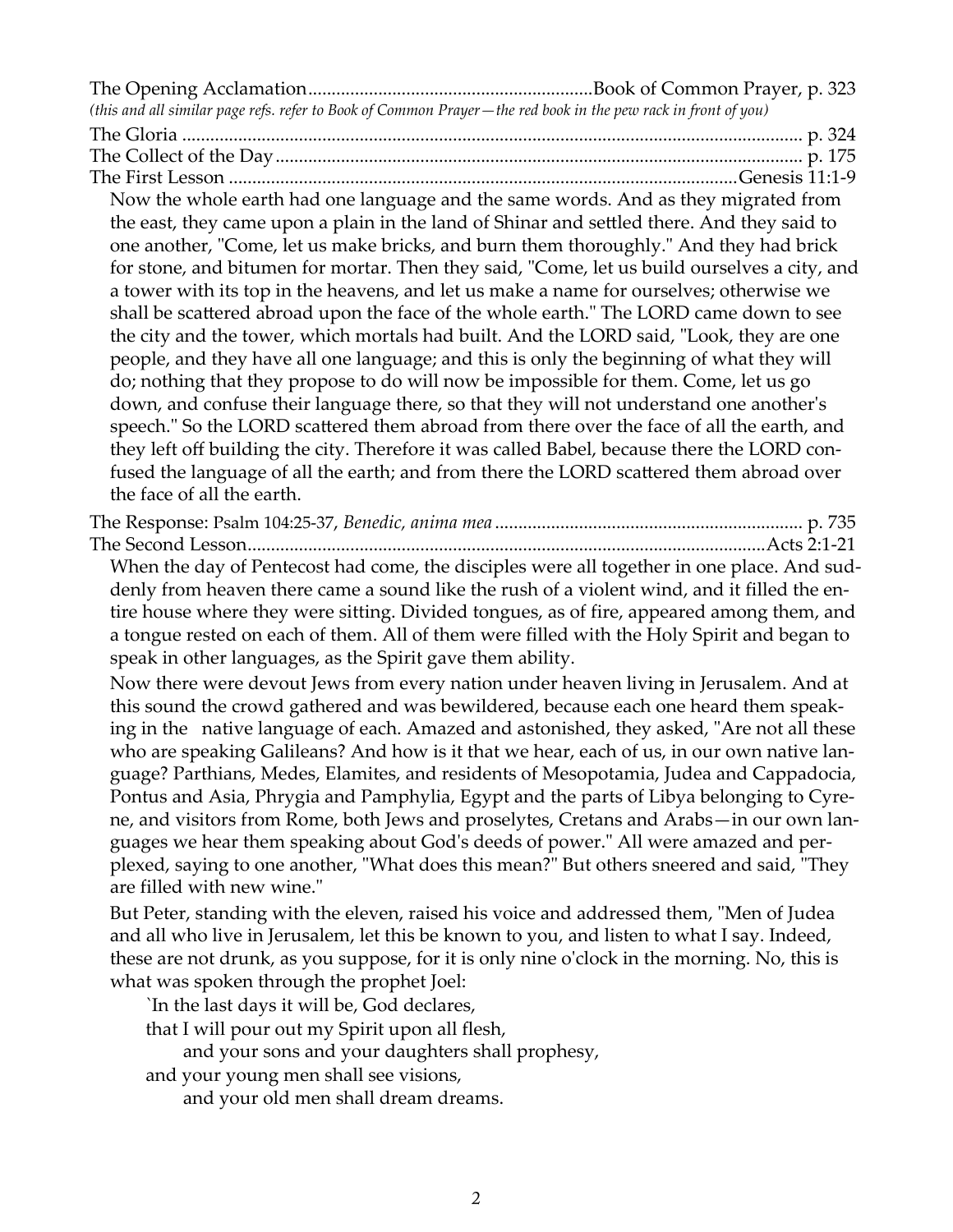The Opening Acclamation............................................................Book of Common Prayer, p. 323

*(this and all similar page refs. refer to Book of Common Prayer—the red book in the pew rack in front of you)*

The Gloria .................................................................................................................................... p. 324

The Collect of the Day................................................................................................................. p. 175

The First Lesson ............................................................................................................Genesis 11:1-9

Now the whole earth had one language and the same words. And as they migrated from the east, they came upon a plain in the land of Shinar and settled there. And they said to one another, "Come, let us make bricks, and burn them thoroughly." And they had brick for stone, and bitumen for mortar. Then they said, "Come, let us build ourselves a city, and a tower with its top in the heavens, and let us make a name for ourselves; otherwise we shall be scattered abroad upon the face of the whole earth." The LORD came down to see the city and the tower, which mortals had built. And the LORD said, "Look, they are one people, and they have all one language; and this is only the beginning of what they will do; nothing that they propose to do will now be impossible for them. Come, let us go down, and confuse their language there, so that they will not understand one another's speech." So the LORD scattered them abroad from there over the face of all the earth, and they left off building the city. Therefore it was called Babel, because there the LORD confused the language of all the earth; and from there the LORD scattered them abroad over the face of all the earth.

The Response: Psalm 104:25-37, *Benedic, anima mea* ................................................................. p. 735

The Second Lesson.............................................................................................................Acts 2:1-21

When the day of Pentecost had come, the disciples were all together in one place. And suddenly from heaven there came a sound like the rush of a violent wind, and it filled the entire house where they were sitting. Divided tongues, as of fire, appeared among them, and a tongue rested on each of them. All of them were filled with the Holy Spirit and began to speak in other languages, as the Spirit gave them ability.

Now there were devout Jews from every nation under heaven living in Jerusalem. And at this sound the crowd gathered and was bewildered, because each one heard them speaking in the native language of each. Amazed and astonished, they asked, "Are not all these who are speaking Galileans? And how is it that we hear, each of us, in our own native language? Parthians, Medes, Elamites, and residents of Mesopotamia, Judea and Cappadocia, Pontus and Asia, Phrygia and Pamphylia, Egypt and the parts of Libya belonging to Cyrene, and visitors from Rome, both Jews and proselytes, Cretans and Arabs—in our own languages we hear them speaking about God's deeds of power." All were amazed and perplexed, saying to one another, "What does this mean?" But others sneered and said, "They are filled with new wine."

But Peter, standing with the eleven, raised his voice and addressed them, "Men of Judea and all who live in Jerusalem, let this be known to you, and listen to what I say. Indeed, these are not drunk, as you suppose, for it is only nine o'clock in the morning. No, this is what was spoken through the prophet Joel:

`In the last days it will be, God declares,
that I will pour out my Spirit upon all flesh,
and your sons and your daughters shall prophesy,
and your young men shall see visions,
and your old men shall dream dreams.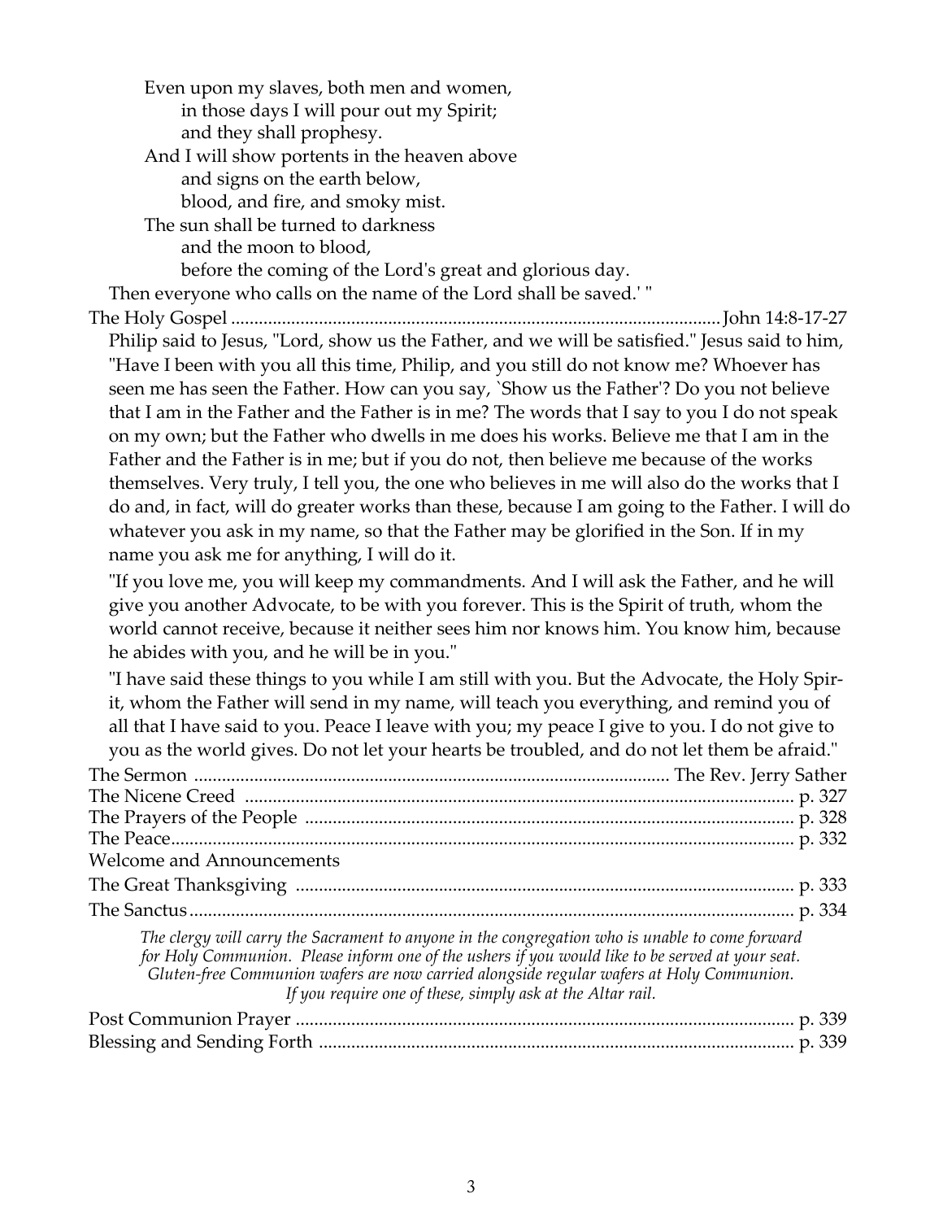Even upon my slaves, both men and women,
in those days I will pour out my Spirit;
and they shall prophesy.
And I will show portents in the heaven above
and signs on the earth below,
blood, and fire, and smoky mist.
The sun shall be turned to darkness
and the moon to blood,
before the coming of the Lord's great and glorious day.
Then everyone who calls on the name of the Lord shall be saved.' "

The Holy Gospel ........................................................................................................ John 14:8-17-27

Philip said to Jesus, "Lord, show us the Father, and we will be satisfied." Jesus said to him, "Have I been with you all this time, Philip, and you still do not know me? Whoever has seen me has seen the Father. How can you say, `Show us the Father'? Do you not believe that I am in the Father and the Father is in me? The words that I say to you I do not speak on my own; but the Father who dwells in me does his works. Believe me that I am in the Father and the Father is in me; but if you do not, then believe me because of the works themselves. Very truly, I tell you, the one who believes in me will also do the works that I do and, in fact, will do greater works than these, because I am going to the Father. I will do whatever you ask in my name, so that the Father may be glorified in the Son. If in my name you ask me for anything, I will do it.

"If you love me, you will keep my commandments. And I will ask the Father, and he will give you another Advocate, to be with you forever. This is the Spirit of truth, whom the world cannot receive, because it neither sees him nor knows him. You know him, because he abides with you, and he will be in you."

"I have said these things to you while I am still with you. But the Advocate, the Holy Spirit, whom the Father will send in my name, will teach you everything, and remind you of all that I have said to you. Peace I leave with you; my peace I give to you. I do not give to you as the world gives. Do not let your hearts be troubled, and do not let them be afraid."

The Sermon ..................................................................................................... The Rev. Jerry Sather

The Nicene Creed ...................................................................................................................... p. 327

The Prayers of the People ......................................................................................................... p. 328

The Peace...................................................................................................................................... p. 332

Welcome and Announcements

The Great Thanksgiving ........................................................................................................... p. 333

The Sanctus.................................................................................................................................. p. 334

*The clergy will carry the Sacrament to anyone in the congregation who is unable to come forward for Holy Communion. Please inform one of the ushers if you would like to be served at your seat. Gluten-free Communion wafers are now carried alongside regular wafers at Holy Communion. If you require one of these, simply ask at the Altar rail.*

Post Communion Prayer ........................................................................................................... p. 339

Blessing and Sending Forth ...................................................................................................... p. 339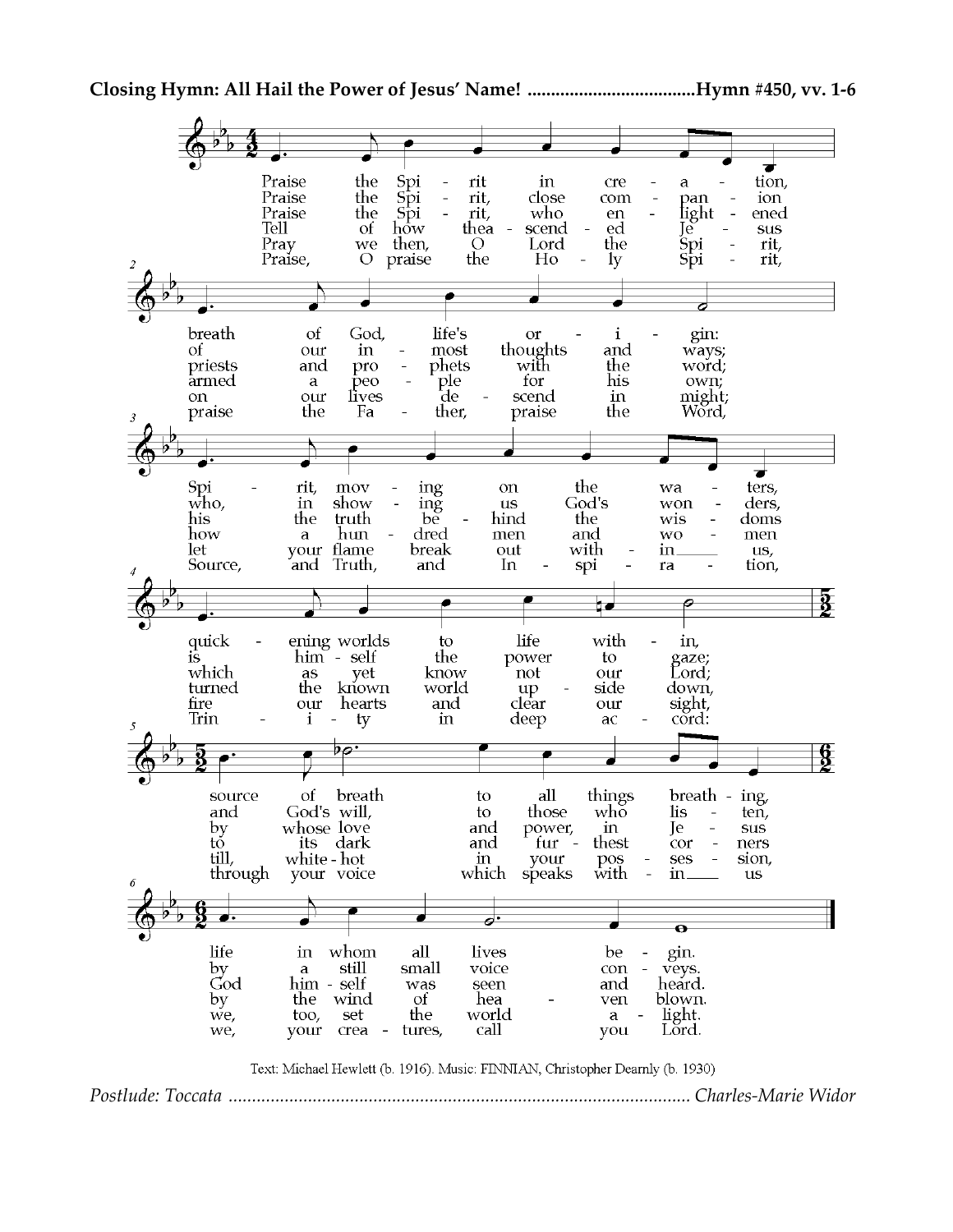**Closing Hymn: All Hail the Power of Jesus' Name! ...................................Hymn #450, vv. 1-6**

1. Praise the Spirit in creation, breath of God, life's origin: Spirit, moving on the waters, quickening worlds to life within, source of breath to all things breathing, life in whom all lives begin.

2. Praise the Spirit, close companion of our inmost thoughts and ways; who, in showing us God's wonders, is himself the power to gaze; and God's will, to those who listen, by a still small voice conveys.

3. Praise the Spirit, who enlightened priests and prophets with the word; his the truth behind the wisdoms which as yet know not our Lord; by whose love and power, in Jesus God himself was seen and heard.

4. Tell of how the ascended Jesus armed a people for his own; how a hundred men and women turned the known world upside down, to its dark and furthest corners by the wind of heaven blown.

5. Pray we then, O Lord the Spirit, on our lives descend in might; let your flame break out within us, fire our hearts and clear our sight, till, white-hot in your possession, we, too, set the world alight.

6. Praise, O praise the Holy Spirit, praise the Father, praise the Word, Source, and Truth, and Inspiration, Trinity in deep accord: through your voice which speaks within us we, your creatures, call you Lord.

Text: Michael Hewlett (b. 1916). Music: FINNIAN, Christopher Dearnly (b. 1930)

*Postlude: Toccata ................................................................................................ Charles-Marie Widor*